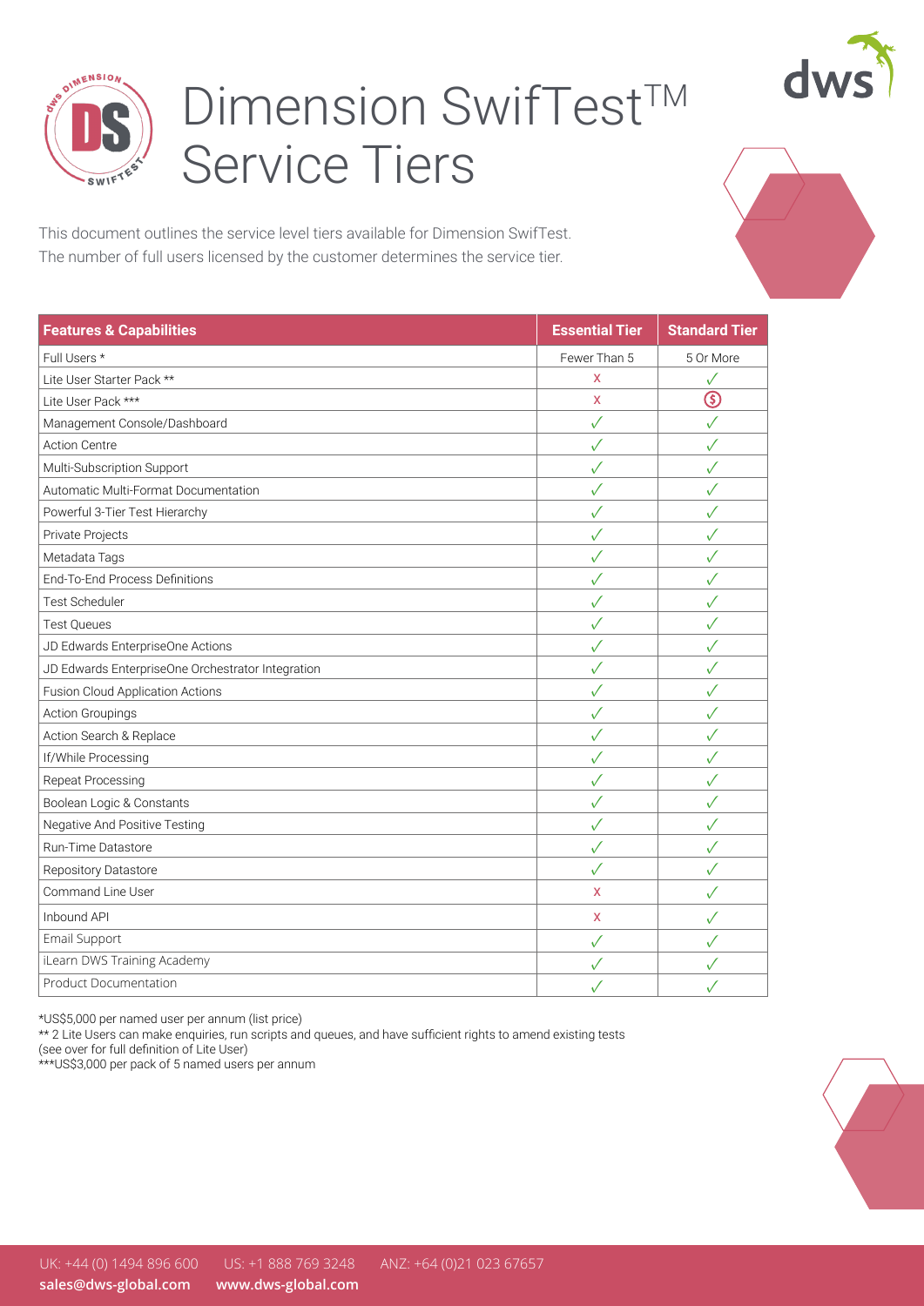# Dimension SwifTest™ Service Tiers

This document outlines the service level tiers available for Dimension SwifTest.
The number of full users licensed by the customer determines the service tier.

| Features & Capabilities | Essential Tier | Standard Tier |
|---|---|---|
| Full Users * | Fewer Than 5 | 5 Or More |
| Lite User Starter Pack ** | x | ✓ |
| Lite User Pack *** | x | $ |
| Management Console/Dashboard | ✓ | ✓ |
| Action Centre | ✓ | ✓ |
| Multi-Subscription Support | ✓ | ✓ |
| Automatic Multi-Format Documentation | ✓ | ✓ |
| Powerful 3-Tier Test Hierarchy | ✓ | ✓ |
| Private Projects | ✓ | ✓ |
| Metadata Tags | ✓ | ✓ |
| End-To-End Process Definitions | ✓ | ✓ |
| Test Scheduler | ✓ | ✓ |
| Test Queues | ✓ | ✓ |
| JD Edwards EnterpriseOne Actions | ✓ | ✓ |
| JD Edwards EnterpriseOne Orchestrator Integration | ✓ | ✓ |
| Fusion Cloud Application Actions | ✓ | ✓ |
| Action Groupings | ✓ | ✓ |
| Action Search & Replace | ✓ | ✓ |
| If/While Processing | ✓ | ✓ |
| Repeat Processing | ✓ | ✓ |
| Boolean Logic & Constants | ✓ | ✓ |
| Negative And Positive Testing | ✓ | ✓ |
| Run-Time Datastore | ✓ | ✓ |
| Repository Datastore | ✓ | ✓ |
| Command Line User | x | ✓ |
| Inbound API | x | ✓ |
| Email Support | ✓ | ✓ |
| iLearn DWS Training Academy | ✓ | ✓ |
| Product Documentation | ✓ | ✓ |

*US$5,000 per named user per annum (list price)
** 2 Lite Users can make enquiries, run scripts and queues, and have sufficient rights to amend existing tests
(see over for full definition of Lite User)
***US$3,000 per pack of 5 named users per annum

UK: +44 (0) 1494 896 600 US: +1 888 769 3248 ANZ: +64 (0)21 023 67657
**sales@dws-global.com** **www.dws-global.com**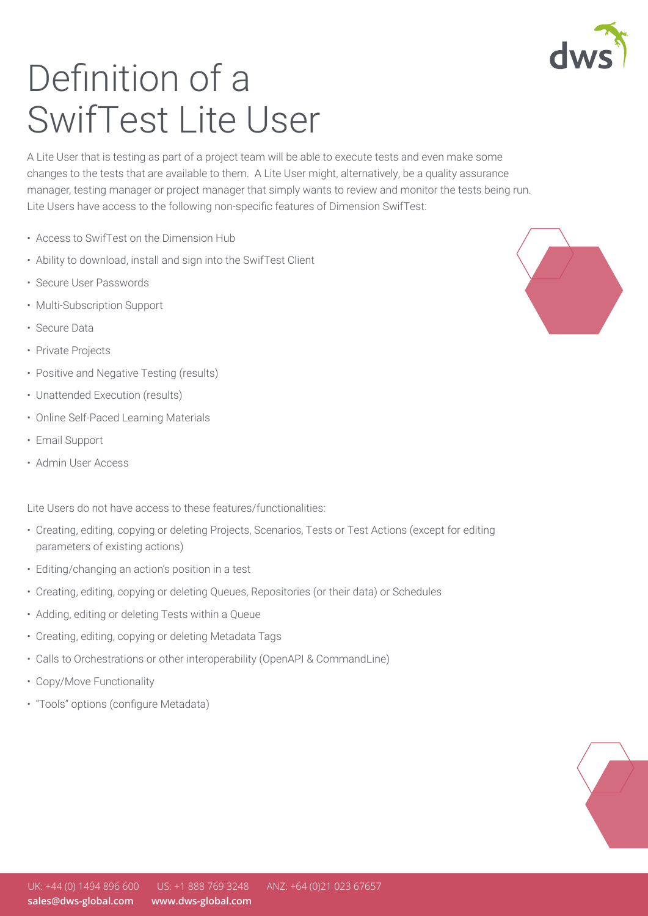# Definition of a SwifTest Lite User

A Lite User that is testing as part of a project team will be able to execute tests and even make some changes to the tests that are available to them. A Lite User might, alternatively, be a quality assurance manager, testing manager or project manager that simply wants to review and monitor the tests being run. Lite Users have access to the following non-specific features of Dimension SwifTest:

- Access to SwifTest on the Dimension Hub
- Ability to download, install and sign into the SwifTest Client
- Secure User Passwords
- Multi-Subscription Support
- Secure Data
- Private Projects
- Positive and Negative Testing (results)
- Unattended Execution (results)
- Online Self-Paced Learning Materials
- Email Support
- Admin User Access

Lite Users do not have access to these features/functionalities:

- Creating, editing, copying or deleting Projects, Scenarios, Tests or Test Actions (except for editing parameters of existing actions)
- Editing/changing an action's position in a test
- Creating, editing, copying or deleting Queues, Repositories (or their data) or Schedules
- Adding, editing or deleting Tests within a Queue
- Creating, editing, copying or deleting Metadata Tags
- Calls to Orchestrations or other interoperability (OpenAPI & CommandLine)
- Copy/Move Functionality
- "Tools" options (configure Metadata)